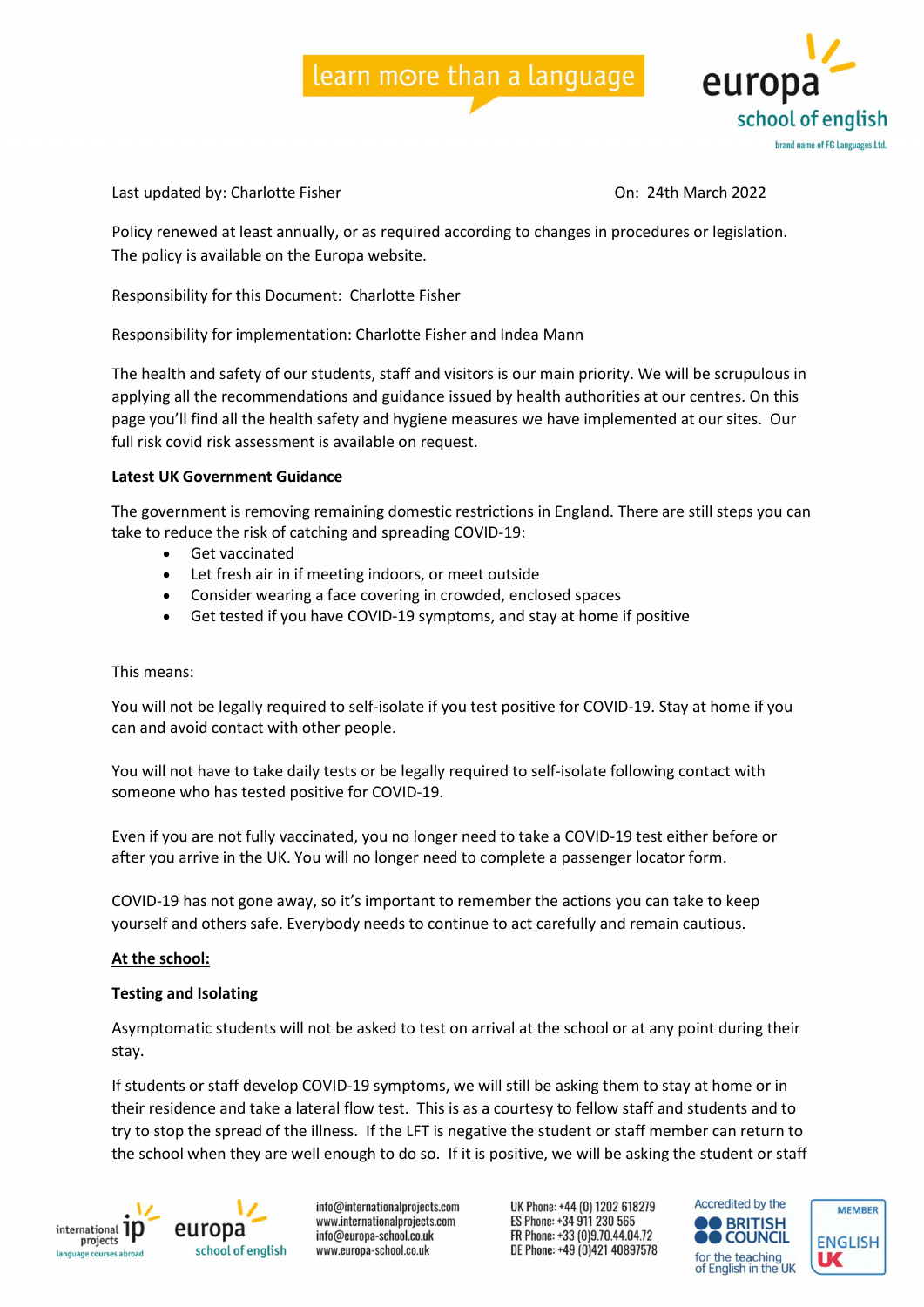Last updated by: Charlotte Fisher On: 24th March 2022

Policy renewed at least annually, or as required according to changes in procedures or legislation. The policy is available on the Europa website.

Responsibility for this Document: Charlotte Fisher

Responsibility for implementation: Charlotte Fisher and Indea Mann

The health and safety of our students, staff and visitors is our main priority. We will be scrupulous in applying all the recommendations and guidance issued by health authorities at our centres. On this page you'll find all the health safety and hygiene measures we have implemented at our sites. Our full risk covid risk assessment is available on request.

**Latest UK Government Guidance**

The government is removing remaining domestic restrictions in England. There are still steps you can take to reduce the risk of catching and spreading COVID-19:

- Get vaccinated
- Let fresh air in if meeting indoors, or meet outside
- Consider wearing a face covering in crowded, enclosed spaces
- Get tested if you have COVID-19 symptoms, and stay at home if positive

This means:

You will not be legally required to self-isolate if you test positive for COVID-19. Stay at home if you can and avoid contact with other people.

You will not have to take daily tests or be legally required to self-isolate following contact with someone who has tested positive for COVID-19.

Even if you are not fully vaccinated, you no longer need to take a COVID-19 test either before or after you arrive in the UK. You will no longer need to complete a passenger locator form.

COVID-19 has not gone away, so it's important to remember the actions you can take to keep yourself and others safe. Everybody needs to continue to act carefully and remain cautious.

**At the school:**

**Testing and Isolating**

Asymptomatic students will not be asked to test on arrival at the school or at any point during their stay.

If students or staff develop COVID-19 symptoms, we will still be asking them to stay at home or in their residence and take a lateral flow test. This is as a courtesy to fellow staff and students and to try to stop the spread of the illness. If the LFT is negative the student or staff member can return to the school when they are well enough to do so. If it is positive, we will be asking the student or staff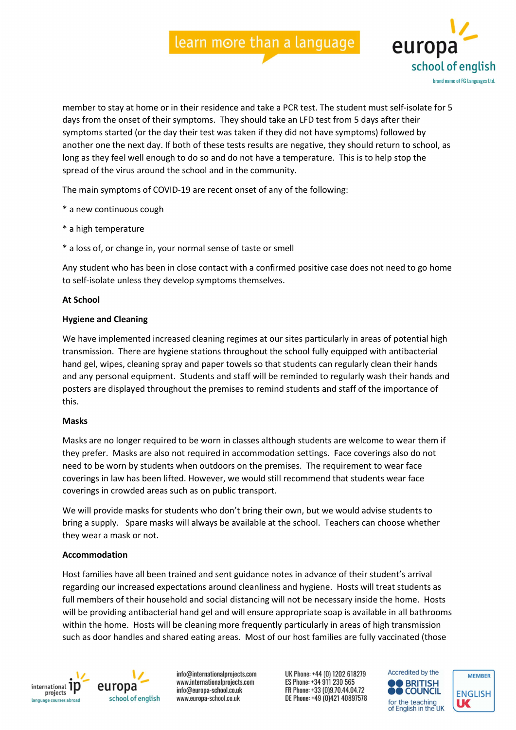member to stay at home or in their residence and take a PCR test. The student must self-isolate for 5 days from the onset of their symptoms. They should take an LFD test from 5 days after their symptoms started (or the day their test was taken if they did not have symptoms) followed by another one the next day. If both of these tests results are negative, they should return to school, as long as they feel well enough to do so and do not have a temperature. This is to help stop the spread of the virus around the school and in the community.

The main symptoms of COVID-19 are recent onset of any of the following:

* a new continuous cough

* a high temperature

* a loss of, or change in, your normal sense of taste or smell

Any student who has been in close contact with a confirmed positive case does not need to go home to self-isolate unless they develop symptoms themselves.

**At School**

**Hygiene and Cleaning**

We have implemented increased cleaning regimes at our sites particularly in areas of potential high transmission. There are hygiene stations throughout the school fully equipped with antibacterial hand gel, wipes, cleaning spray and paper towels so that students can regularly clean their hands and any personal equipment. Students and staff will be reminded to regularly wash their hands and posters are displayed throughout the premises to remind students and staff of the importance of this.

**Masks**

Masks are no longer required to be worn in classes although students are welcome to wear them if they prefer. Masks are also not required in accommodation settings. Face coverings also do not need to be worn by students when outdoors on the premises. The requirement to wear face coverings in law has been lifted. However, we would still recommend that students wear face coverings in crowded areas such as on public transport.

We will provide masks for students who don't bring their own, but we would advise students to bring a supply. Spare masks will always be available at the school. Teachers can choose whether they wear a mask or not.

**Accommodation**

Host families have all been trained and sent guidance notes in advance of their student's arrival regarding our increased expectations around cleanliness and hygiene. Hosts will treat students as full members of their household and social distancing will not be necessary inside the home. Hosts will be providing antibacterial hand gel and will ensure appropriate soap is available in all bathrooms within the home. Hosts will be cleaning more frequently particularly in areas of high transmission such as door handles and shared eating areas. Most of our host families are fully vaccinated (those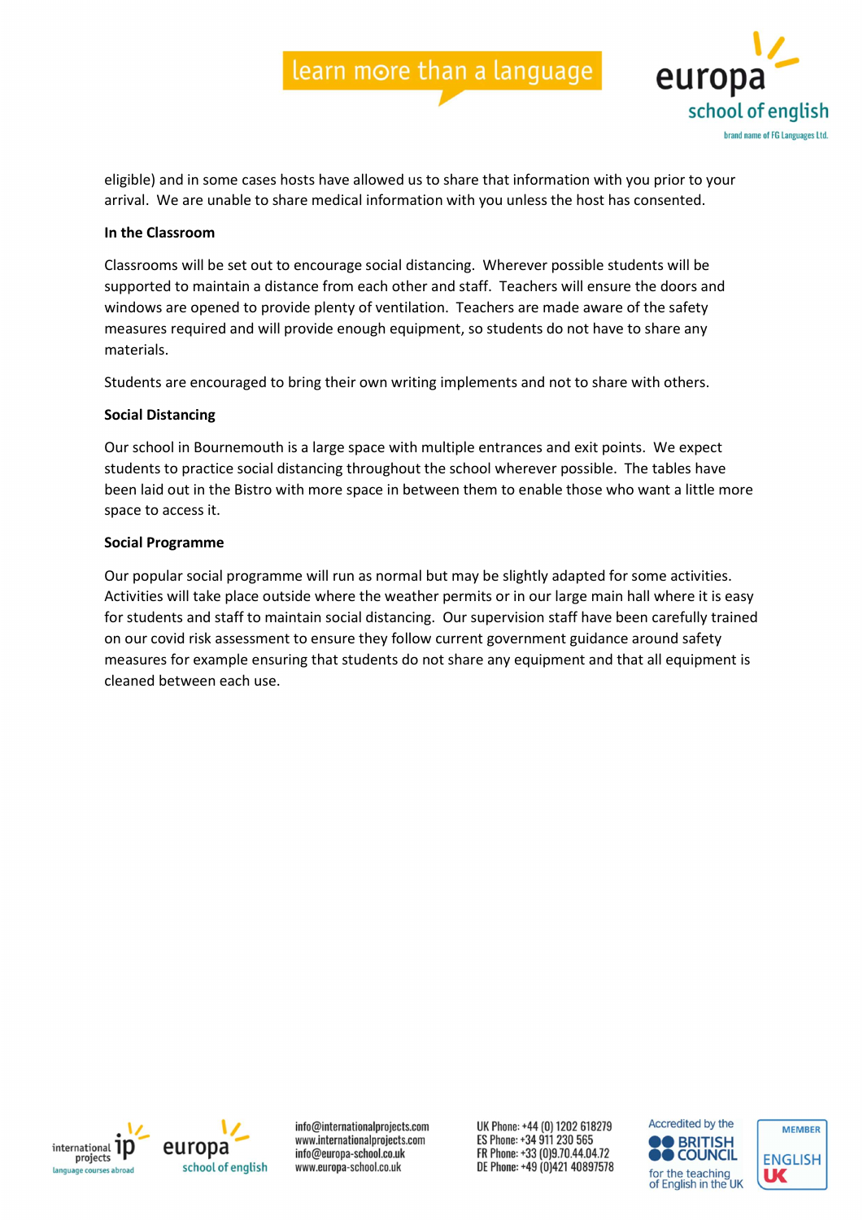eligible) and in some cases hosts have allowed us to share that information with you prior to your arrival. We are unable to share medical information with you unless the host has consented.

**In the Classroom**

Classrooms will be set out to encourage social distancing. Wherever possible students will be supported to maintain a distance from each other and staff. Teachers will ensure the doors and windows are opened to provide plenty of ventilation. Teachers are made aware of the safety measures required and will provide enough equipment, so students do not have to share any materials.

Students are encouraged to bring their own writing implements and not to share with others.

**Social Distancing**

Our school in Bournemouth is a large space with multiple entrances and exit points. We expect students to practice social distancing throughout the school wherever possible. The tables have been laid out in the Bistro with more space in between them to enable those who want a little more space to access it.

**Social Programme**

Our popular social programme will run as normal but may be slightly adapted for some activities. Activities will take place outside where the weather permits or in our large main hall where it is easy for students and staff to maintain social distancing. Our supervision staff have been carefully trained on our covid risk assessment to ensure they follow current government guidance around safety measures for example ensuring that students do not share any equipment and that all equipment is cleaned between each use.